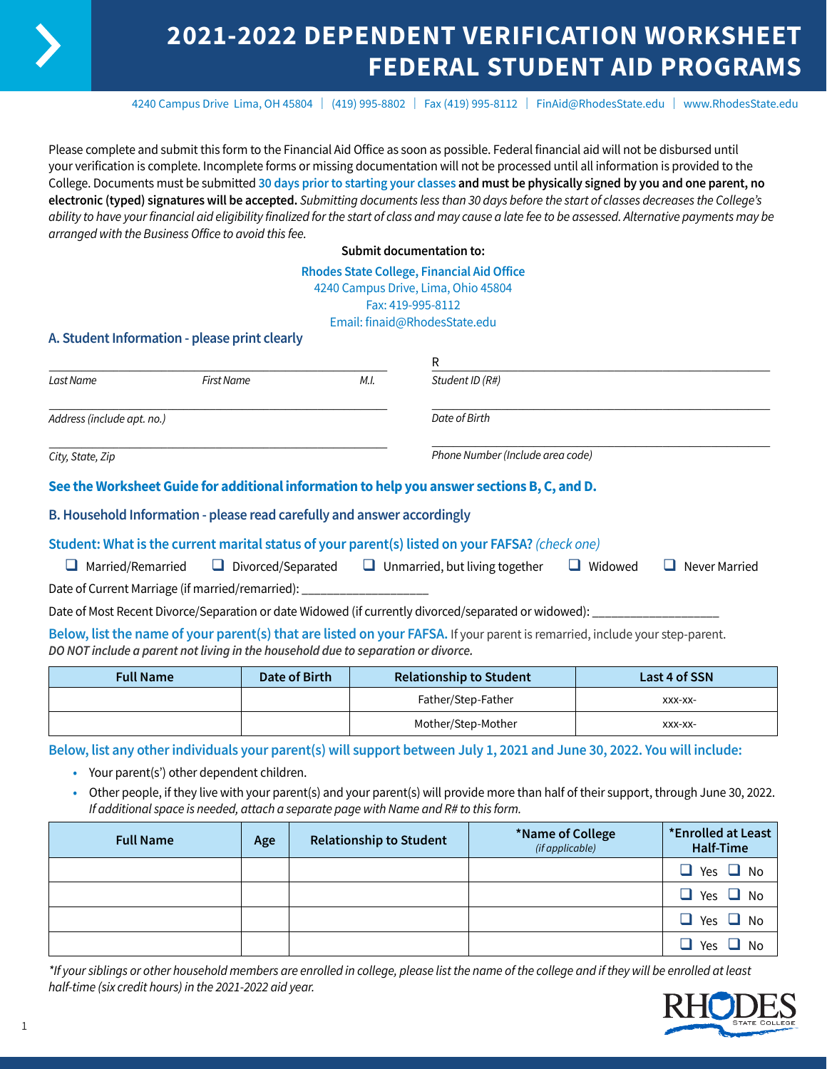# 2021-2022 DEPENDENT VERIFICATION WORKSHEET FEDERAL STUDENT AID PROGRAMS

4240 Campus Drive Lima, OH 45804 | (419) 995-8802 | Fax (419) 995-8112 | FinAid@RhodesState.edu | www.RhodesState.edu

Please complete and submit this form to the Financial Aid Office as soon as possible. Federal financial aid will not be disbursed until your verification is complete. Incomplete forms or missing documentation will not be processed until all information is provided to the College. Documents must be submitted **30 days prior to starting your classes and must be physically signed by you and one parent, no electronic (typed) signatures will be accepted.** *Submitting documents less than 30 days before the start of classes decreases the College's ability to have your financial aid eligibility finalized for the start of class and may cause a late fee to be assessed. Alternative payments may be arranged with the Business Office to avoid this fee.*

**Submit documentation to:**

**Rhodes State College, Financial Aid Office**
4240 Campus Drive, Lima, Ohio 45804
Fax: 419-995-8112
Email: finaid@RhodesState.edu

## A. Student Information - please print clearly

______________________________________ R______________________________________
*Last Name* *First Name* *M.I.* *Student ID (R#)*

______________________________________ ______________________________________
*Address (include apt. no.)* *Date of Birth*

______________________________________ ______________________________________
*City, State, Zip* *Phone Number (Include area code)*

**See the Worksheet Guide for additional information to help you answer sections B, C, and D.**

## B. Household Information - please read carefully and answer accordingly

**Student: What is the current marital status of your parent(s) listed on your FAFSA?** *(check one)*

❑ Married/Remarried ❑ Divorced/Separated ❑ Unmarried, but living together ❑ Widowed ❑ Never Married

Date of Current Marriage (if married/remarried): ___________________

Date of Most Recent Divorce/Separation or date Widowed (if currently divorced/separated or widowed): ___________________

**Below, list the name of your parent(s) that are listed on your FAFSA.** If your parent is remarried, include your step-parent.
***DO NOT include a parent not living in the household due to separation or divorce.***

| Full Name | Date of Birth | Relationship to Student | Last 4 of SSN |
|---|---|---|---|
| | | Father/Step-Father | xxx-xx- |
| | | Mother/Step-Mother | xxx-xx- |

**Below, list any other individuals your parent(s) will support between July 1, 2021 and June 30, 2022. You will include:**

- Your parent(s') other dependent children.
- Other people, if they live with your parent(s) and your parent(s) will provide more than half of their support, through June 30, 2022. *If additional space is needed, attach a separate page with Name and R# to this form.*

| Full Name | Age | Relationship to Student | *Name of College *(if applicable)* | *Enrolled at Least Half-Time |
|---|---|---|---|---|
| | | | | ❑ Yes ❑ No |
| | | | | ❑ Yes ❑ No |
| | | | | ❑ Yes ❑ No |
| | | | | ❑ Yes ❑ No |

*\*If your siblings or other household members are enrolled in college, please list the name of the college and if they will be enrolled at least half-time (six credit hours) in the 2021-2022 aid year.*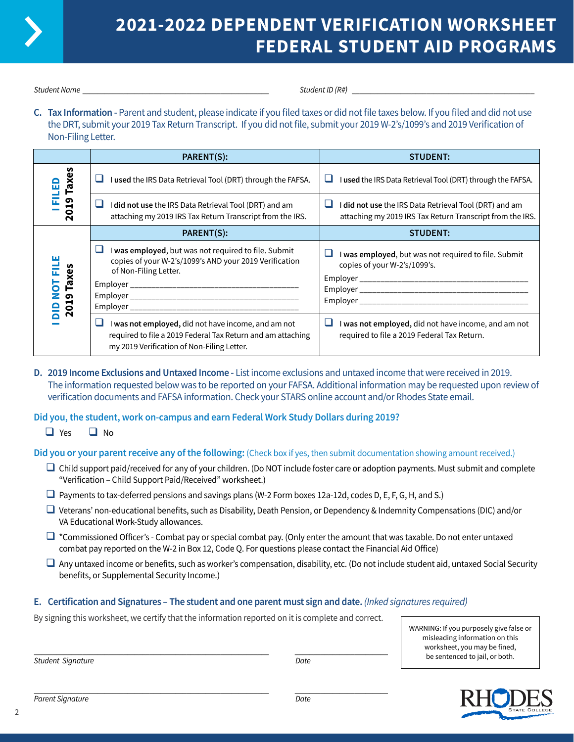# 2021-2022 DEPENDENT VERIFICATION WORKSHEET FEDERAL STUDENT AID PROGRAMS

*Student Name* _______________________________________ *Student ID (R#)* _______________________________________

**C. Tax Information** - Parent and student, please indicate if you filed taxes or did not file taxes below. If you filed and did not use the DRT, submit your 2019 Tax Return Transcript. If you did not file, submit your 2019 W-2's/1099's and 2019 Verification of Non-Filing Letter.

| | PARENT(S): | STUDENT: |
|---|---|---|
| **I FILED 2019 Taxes** | ❑ I **used** the IRS Data Retrieval Tool (DRT) through the FAFSA. | ❑ I **used** the IRS Data Retrieval Tool (DRT) through the FAFSA. |
| | ❑ I **did not use** the IRS Data Retrieval Tool (DRT) and am attaching my 2019 IRS Tax Return Transcript from the IRS. | ❑ I **did not use** the IRS Data Retrieval Tool (DRT) and am attaching my 2019 IRS Tax Return Transcript from the IRS. |
| | **PARENT(S):** | **STUDENT:** |
| **I DID NOT FILE 2019 Taxes** | ❑ I **was employed**, but was not required to file. Submit copies of your W-2's/1099's AND your 2019 Verification of Non-Filing Letter.<br>Employer ___________________<br>Employer ___________________<br>Employer ___________________ | ❑ I **was employed**, but was not required to file. Submit copies of your W-2's/1099's.<br>Employer ___________________<br>Employer ___________________<br>Employer ___________________ |
| | ❑ I **was not employed,** did not have income, and am not required to file a 2019 Federal Tax Return and am attaching my 2019 Verification of Non-Filing Letter. | ❑ I **was not employed,** did not have income, and am not required to file a 2019 Federal Tax Return. |

**D. 2019 Income Exclusions and Untaxed Income** - List income exclusions and untaxed income that were received in 2019. The information requested below was to be reported on your FAFSA. Additional information may be requested upon review of verification documents and FAFSA information. Check your STARS online account and/or Rhodes State email.

**Did you, the student, work on-campus and earn Federal Work Study Dollars during 2019?**

❑ Yes ❑ No

**Did you or your parent receive any of the following:** (Check box if yes, then submit documentation showing amount received.)

- ❑ Child support paid/received for any of your children. (Do NOT include foster care or adoption payments. Must submit and complete "Verification – Child Support Paid/Received" worksheet.)
- ❑ Payments to tax-deferred pensions and savings plans (W-2 Form boxes 12a-12d, codes D, E, F, G, H, and S.)
- ❑ Veterans' non-educational benefits, such as Disability, Death Pension, or Dependency & Indemnity Compensations (DIC) and/or VA Educational Work-Study allowances.
- ❑ *Commissioned Officer's - Combat pay or special combat pay. (Only enter the amount that was taxable. Do not enter untaxed combat pay reported on the W-2 in Box 12, Code Q. For questions please contact the Financial Aid Office)
- ❑ Any untaxed income or benefits, such as worker's compensation, disability, etc. (Do not include student aid, untaxed Social Security benefits, or Supplemental Security Income.)

**E. Certification and Signatures – The student and one parent must sign and date.** *(Inked signatures required)*

By signing this worksheet, we certify that the information reported on it is complete and correct.

WARNING: If you purposely give false or misleading information on this worksheet, you may be fined, be sentenced to jail, or both.

_______________________________________ _______________
*Student Signature* *Date*

_______________________________________ _______________
*Parent Signature* *Date*

RHODES STATE COLLEGE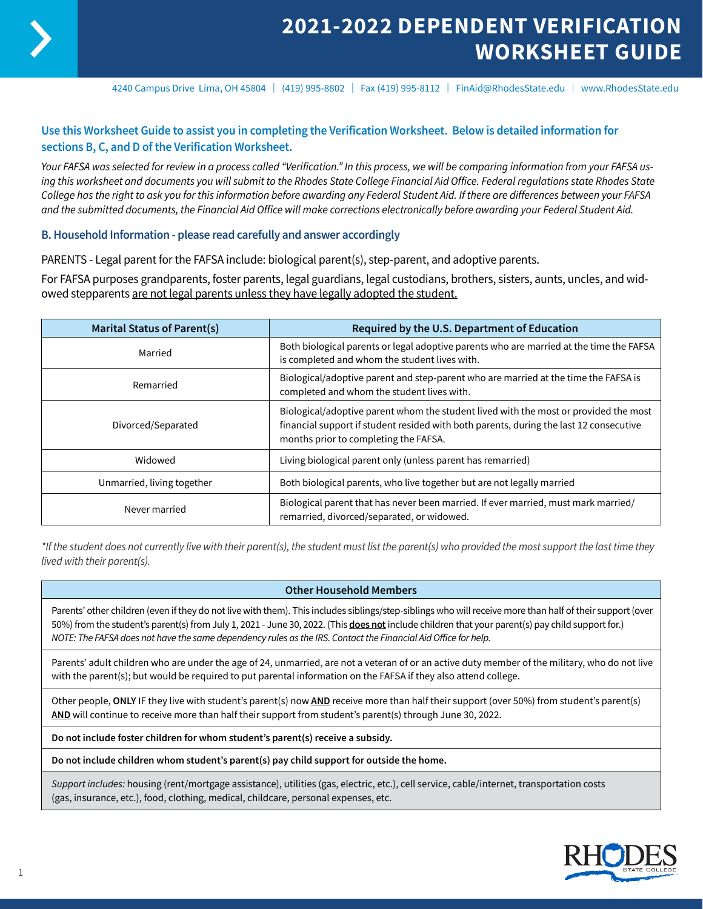# 2021-2022 DEPENDENT VERIFICATION WORKSHEET GUIDE

4240 Campus Drive Lima, OH 45804 | (419) 995-8802 | Fax (419) 995-8112 | FinAid@RhodesState.edu | www.RhodesState.edu

**Use this Worksheet Guide to assist you in completing the Verification Worksheet. Below is detailed information for sections B, C, and D of the Verification Worksheet.**

*Your FAFSA was selected for review in a process called "Verification." In this process, we will be comparing information from your FAFSA using this worksheet and documents you will submit to the Rhodes State College Financial Aid Office. Federal regulations state Rhodes State College has the right to ask you for this information before awarding any Federal Student Aid. If there are differences between your FAFSA and the submitted documents, the Financial Aid Office will make corrections electronically before awarding your Federal Student Aid.*

## B. Household Information - please read carefully and answer accordingly

PARENTS - Legal parent for the FAFSA include: biological parent(s), step-parent, and adoptive parents.

For FAFSA purposes grandparents, foster parents, legal guardians, legal custodians, brothers, sisters, aunts, uncles, and widowed stepparents are not legal parents unless they have legally adopted the student.

| Marital Status of Parent(s) | Required by the U.S. Department of Education |
|---|---|
| Married | Both biological parents or legal adoptive parents who are married at the time the FAFSA is completed and whom the student lives with. |
| Remarried | Biological/adoptive parent and step-parent who are married at the time the FAFSA is completed and whom the student lives with. |
| Divorced/Separated | Biological/adoptive parent whom the student lived with the most or provided the most financial support if student resided with both parents, during the last 12 consecutive months prior to completing the FAFSA. |
| Widowed | Living biological parent only (unless parent has remarried) |
| Unmarried, living together | Both biological parents, who live together but are not legally married |
| Never married | Biological parent that has never been married. If ever married, must mark married/remarried, divorced/separated, or widowed. |

*\*If the student does not currently live with their parent(s), the student must list the parent(s) who provided the most support the last time they lived with their parent(s).*

| Other Household Members |
|---|
| Parents' other children (even if they do not live with them). This includes siblings/step-siblings who will receive more than half of their support (over 50%) from the student's parent(s) from July 1, 2021 - June 30, 2022. (This **does not** include children that your parent(s) pay child support for.) *NOTE: The FAFSA does not have the same dependency rules as the IRS. Contact the Financial Aid Office for help.* |
| Parents' adult children who are under the age of 24, unmarried, are not a veteran of or an active duty member of the military, who do not live with the parent(s); but would be required to put parental information on the FAFSA if they also attend college. |
| Other people, **ONLY** IF they live with student's parent(s) now **AND** receive more than half their support (over 50%) from student's parent(s) **AND** will continue to receive more than half their support from student's parent(s) through June 30, 2022. |
| **Do not include foster children for whom student's parent(s) receive a subsidy.** |
| **Do not include children whom student's parent(s) pay child support for outside the home.** |
| *Support includes:* housing (rent/mortgage assistance), utilities (gas, electric, etc.), cell service, cable/internet, transportation costs (gas, insurance, etc.), food, clothing, medical, childcare, personal expenses, etc. |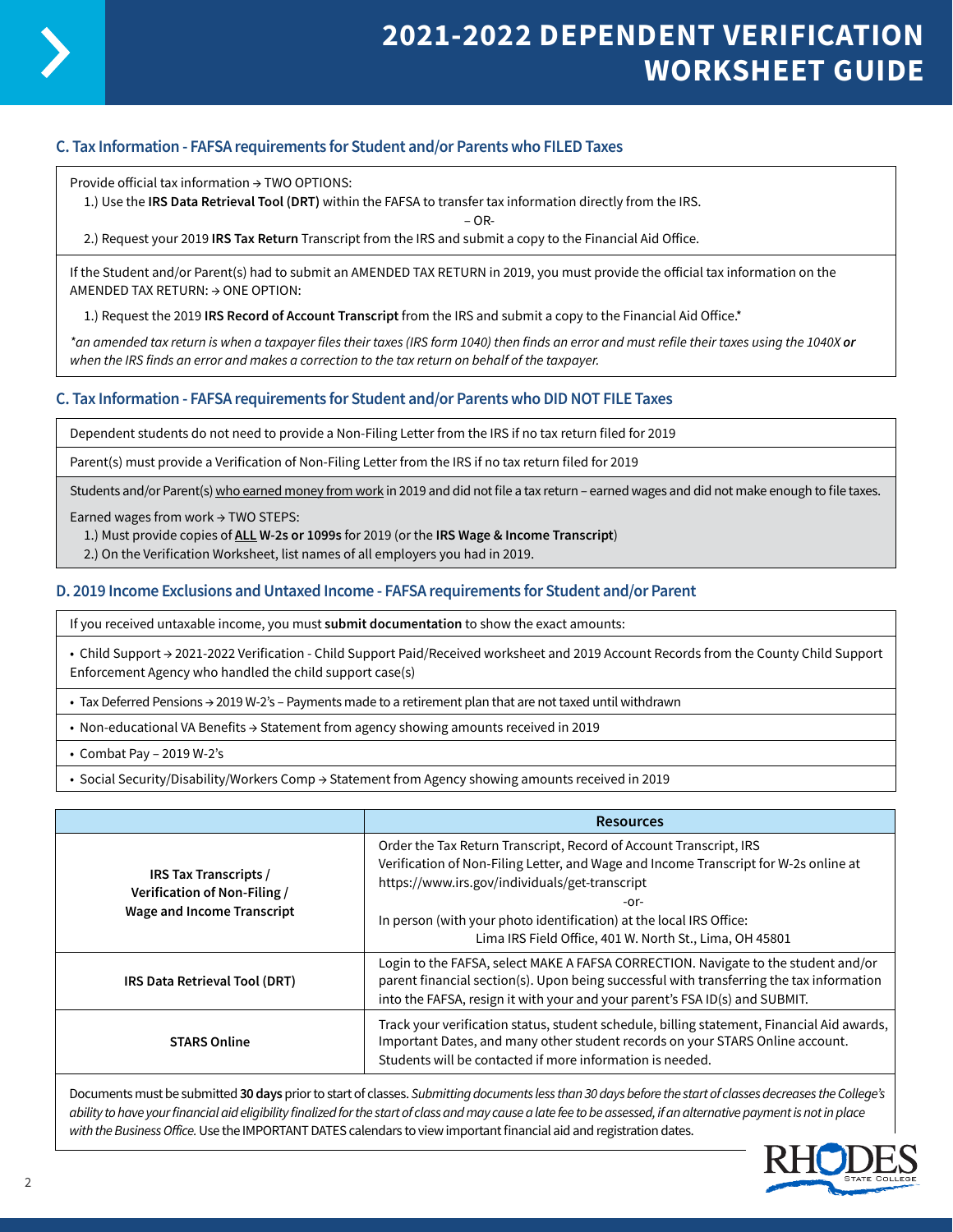# 2021-2022 DEPENDENT VERIFICATION WORKSHEET GUIDE

### C. Tax Information - FAFSA requirements for Student and/or Parents who FILED Taxes

Provide official tax information → TWO OPTIONS:

1.) Use the **IRS Data Retrieval Tool (DRT)** within the FAFSA to transfer tax information directly from the IRS.

– OR-

2.) Request your 2019 **IRS Tax Return** Transcript from the IRS and submit a copy to the Financial Aid Office.

If the Student and/or Parent(s) had to submit an AMENDED TAX RETURN in 2019, you must provide the official tax information on the AMENDED TAX RETURN: → ONE OPTION:

1.) Request the 2019 **IRS Record of Account Transcript** from the IRS and submit a copy to the Financial Aid Office.*

*\*an amended tax return is when a taxpayer files their taxes (IRS form 1040) then finds an error and must refile their taxes using the 1040X* ***or*** *when the IRS finds an error and makes a correction to the tax return on behalf of the taxpayer.*

### C. Tax Information - FAFSA requirements for Student and/or Parents who DID NOT FILE Taxes

Dependent students do not need to provide a Non-Filing Letter from the IRS if no tax return filed for 2019

Parent(s) must provide a Verification of Non-Filing Letter from the IRS if no tax return filed for 2019

Students and/or Parent(s) who earned money from work in 2019 and did not file a tax return – earned wages and did not make enough to file taxes.

Earned wages from work → TWO STEPS:

1.) Must provide copies of **ALL W-2s or 1099s** for 2019 (or the **IRS Wage & Income Transcript**)

2.) On the Verification Worksheet, list names of all employers you had in 2019.

### D. 2019 Income Exclusions and Untaxed Income - FAFSA requirements for Student and/or Parent

If you received untaxable income, you must **submit documentation** to show the exact amounts:

- Child Support → 2021-2022 Verification - Child Support Paid/Received worksheet and 2019 Account Records from the County Child Support Enforcement Agency who handled the child support case(s)
- Tax Deferred Pensions → 2019 W-2's – Payments made to a retirement plan that are not taxed until withdrawn
- Non-educational VA Benefits → Statement from agency showing amounts received in 2019
- Combat Pay – 2019 W-2's
- Social Security/Disability/Workers Comp → Statement from Agency showing amounts received in 2019

| | Resources |
|---|---|
| **IRS Tax Transcripts / Verification of Non-Filing / Wage and Income Transcript** | Order the Tax Return Transcript, Record of Account Transcript, IRS Verification of Non-Filing Letter, and Wage and Income Transcript for W-2s online at https://www.irs.gov/individuals/get-transcript -or- In person (with your photo identification) at the local IRS Office: Lima IRS Field Office, 401 W. North St., Lima, OH 45801 |
| **IRS Data Retrieval Tool (DRT)** | Login to the FAFSA, select MAKE A FAFSA CORRECTION. Navigate to the student and/or parent financial section(s). Upon being successful with transferring the tax information into the FAFSA, resign it with your and your parent's FSA ID(s) and SUBMIT. |
| **STARS Online** | Track your verification status, student schedule, billing statement, Financial Aid awards, Important Dates, and many other student records on your STARS Online account. Students will be contacted if more information is needed. |

Documents must be submitted **30 days** prior to start of classes. *Submitting documents less than 30 days before the start of classes decreases the College's ability to have your financial aid eligibility finalized for the start of class and may cause a late fee to be assessed, if an alternative payment is not in place with the Business Office.* Use the IMPORTANT DATES calendars to view important financial aid and registration dates.

RHODES State College